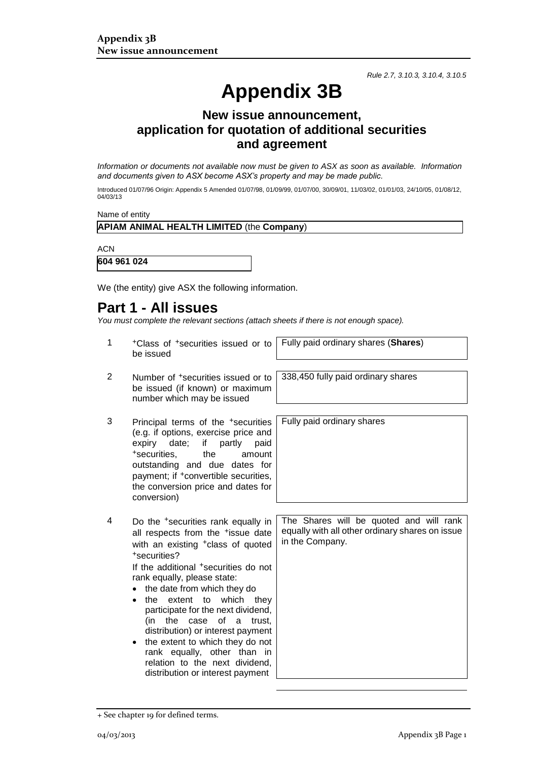*Rule 2.7, 3.10.3, 3.10.4, 3.10.5*

# Appendix 3B

## New issue announcement, application for quotation of additional securities and agreement

*Information or documents not available now must be given to ASX as soon as available. Information and documents given to ASX become ASX's property and may be made public.*

Introduced 01/07/96 Origin: Appendix 5 Amended 01/07/98, 01/09/99, 01/07/00, 30/09/01, 11/03/02, 01/01/03, 24/10/05, 01/08/12, 04/03/13

Name of entity

**APIAM ANIMAL HEALTH LIMITED** (the **Company**)

ACN

**604 961 024**

We (the entity) give ASX the following information.

# Part 1 - All issues

*You must complete the relevant sections (attach sheets if there is not enough space).*

| | | |
|---|---|---|
| 1 | +Class of +securities issued or to be issued | Fully paid ordinary shares (**Shares**) |
| 2 | Number of +securities issued or to be issued (if known) or maximum number which may be issued | 338,450 fully paid ordinary shares |
| 3 | Principal terms of the +securities (e.g. if options, exercise price and expiry date; if partly paid +securities, the amount outstanding and due dates for payment; if +convertible securities, the conversion price and dates for conversion) | Fully paid ordinary shares |
| 4 | Do the +securities rank equally in all respects from the +issue date with an existing +class of quoted +securities?<br>If the additional +securities do not rank equally, please state:<br>• the date from which they do<br>• the extent to which they participate for the next dividend, (in the case of a trust, distribution) or interest payment<br>• the extent to which they do not rank equally, other than in relation to the next dividend, distribution or interest payment | The Shares will be quoted and will rank equally with all other ordinary shares on issue in the Company. |

+ See chapter 19 for defined terms.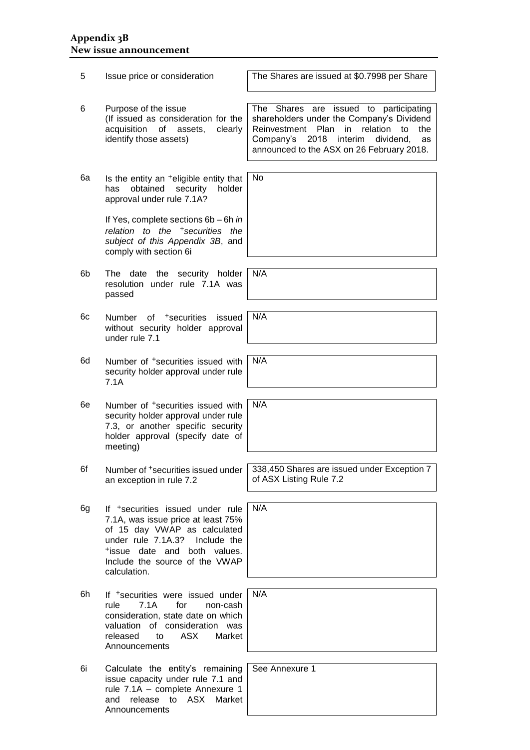| | | |
|---|---|---|
| 5 | Issue price or consideration | The Shares are issued at $0.7998 per Share |
| 6 | Purpose of the issue (If issued as consideration for the acquisition of assets, clearly identify those assets) | The Shares are issued to participating shareholders under the Company's Dividend Reinvestment Plan in relation to the Company's 2018 interim dividend, as announced to the ASX on 26 February 2018. |
| 6a | Is the entity an +eligible entity that has obtained security holder approval under rule 7.1A?<br><br>If Yes, complete sections 6b – 6h *in relation to the +securities the subject of this Appendix 3B*, and comply with section 6i | No |
| 6b | The date the security holder resolution under rule 7.1A was passed | N/A |
| 6c | Number of +securities issued without security holder approval under rule 7.1 | N/A |
| 6d | Number of +securities issued with security holder approval under rule 7.1A | N/A |
| 6e | Number of +securities issued with security holder approval under rule 7.3, or another specific security holder approval (specify date of meeting) | N/A |
| 6f | Number of +securities issued under an exception in rule 7.2 | 338,450 Shares are issued under Exception 7 of ASX Listing Rule 7.2 |
| 6g | If +securities issued under rule 7.1A, was issue price at least 75% of 15 day VWAP as calculated under rule 7.1A.3? Include the +issue date and both values. Include the source of the VWAP calculation. | N/A |
| 6h | If +securities were issued under rule 7.1A for non-cash consideration, state date on which valuation of consideration was released to ASX Market Announcements | N/A |
| 6i | Calculate the entity's remaining issue capacity under rule 7.1 and rule 7.1A – complete Annexure 1 and release to ASX Market Announcements | See Annexure 1 |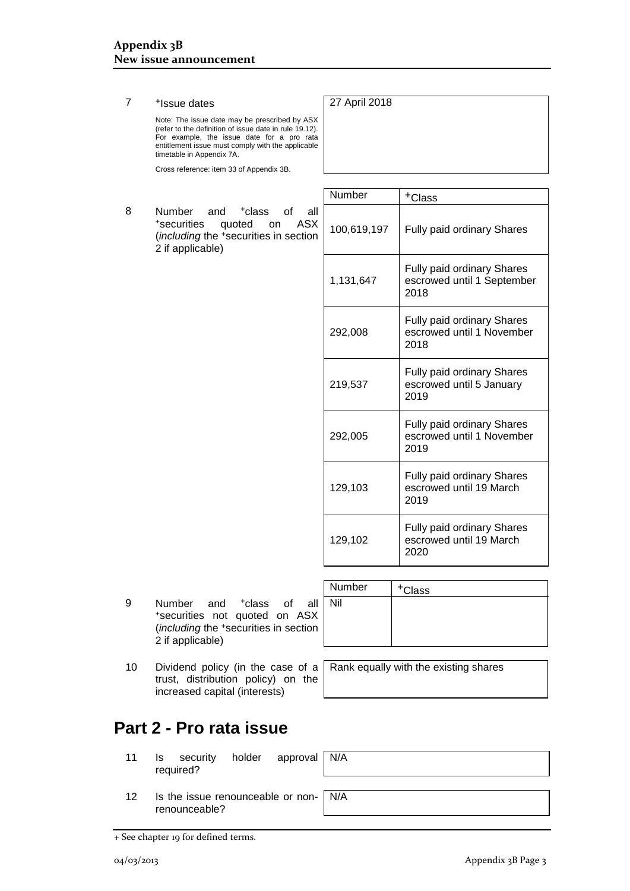| | | |
|---|---|---|
| 7 | +Issue dates<br><br>Note: The issue date may be prescribed by ASX (refer to the definition of issue date in rule 19.12). For example, the issue date for a pro rata entitlement issue must comply with the applicable timetable in Appendix 7A.<br><br>Cross reference: item 33 of Appendix 3B. | 27 April 2018 |

8 Number and +class of all +securities quoted on ASX (*including* the +securities in section 2 if applicable)

| Number | +Class |
|---|---|
| 100,619,197 | Fully paid ordinary Shares |
| 1,131,647 | Fully paid ordinary Shares escrowed until 1 September 2018 |
| 292,008 | Fully paid ordinary Shares escrowed until 1 November 2018 |
| 219,537 | Fully paid ordinary Shares escrowed until 5 January 2019 |
| 292,005 | Fully paid ordinary Shares escrowed until 1 November 2019 |
| 129,103 | Fully paid ordinary Shares escrowed until 19 March 2019 |
| 129,102 | Fully paid ordinary Shares escrowed until 19 March 2020 |

9 Number and +class of all +securities not quoted on ASX (*including* the +securities in section 2 if applicable)

| Number | +Class |
|---|---|
| Nil | |

| | | |
|---|---|---|
| 10 | Dividend policy (in the case of a trust, distribution policy) on the increased capital (interests) | Rank equally with the existing shares |

# Part 2 - Pro rata issue

| | | |
|---|---|---|
| 11 | Is security holder approval required? | N/A |
| 12 | Is the issue renounceable or non-renounceable? | N/A |

+ See chapter 19 for defined terms.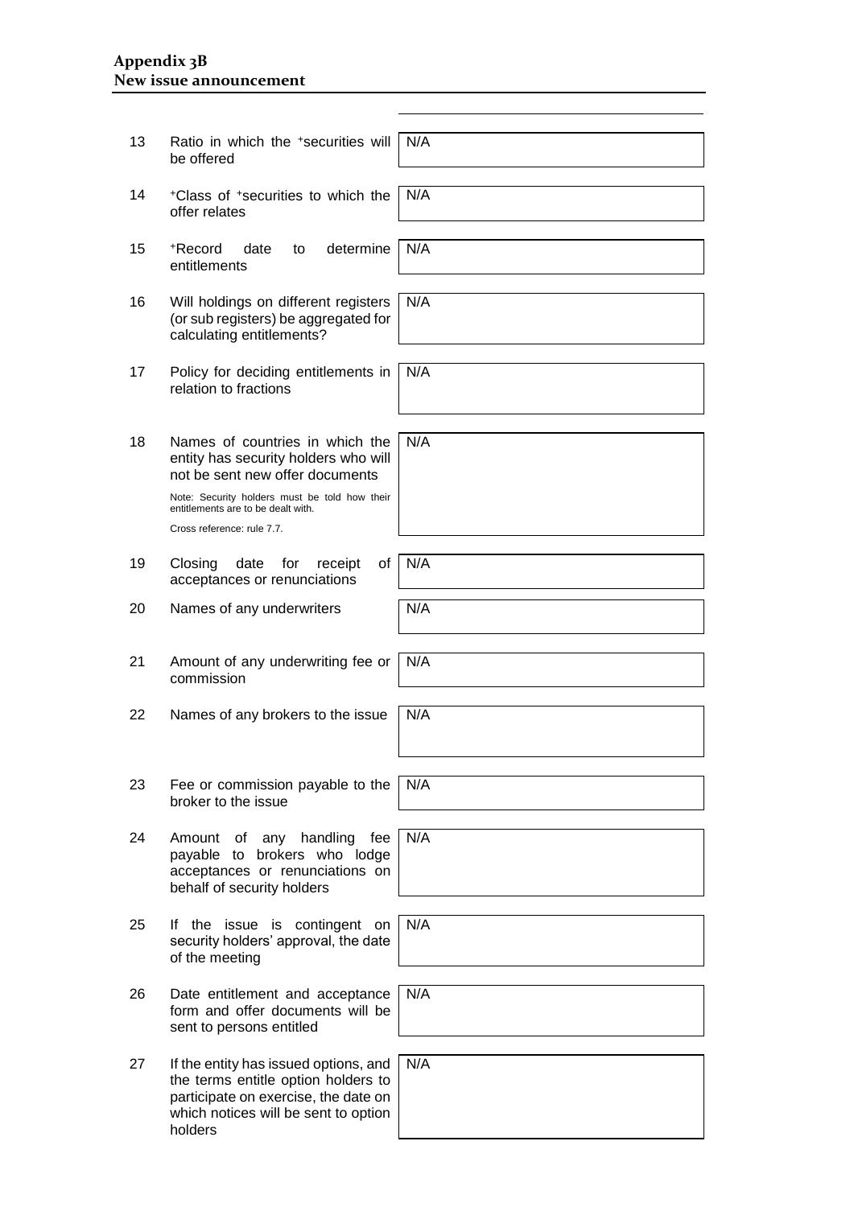| | | |
|---|---|---|
| 13 | Ratio in which the +securities will be offered | N/A |
| 14 | +Class of +securities to which the offer relates | N/A |
| 15 | +Record date to determine entitlements | N/A |
| 16 | Will holdings on different registers (or sub registers) be aggregated for calculating entitlements? | N/A |
| 17 | Policy for deciding entitlements in relation to fractions | N/A |
| 18 | Names of countries in which the entity has security holders who will not be sent new offer documents<br><br>Note: Security holders must be told how their entitlements are to be dealt with.<br><br>Cross reference: rule 7.7. | N/A |
| 19 | Closing date for receipt of acceptances or renunciations | N/A |
| 20 | Names of any underwriters | N/A |
| 21 | Amount of any underwriting fee or commission | N/A |
| 22 | Names of any brokers to the issue | N/A |
| 23 | Fee or commission payable to the broker to the issue | N/A |
| 24 | Amount of any handling fee payable to brokers who lodge acceptances or renunciations on behalf of security holders | N/A |
| 25 | If the issue is contingent on security holders' approval, the date of the meeting | N/A |
| 26 | Date entitlement and acceptance form and offer documents will be sent to persons entitled | N/A |
| 27 | If the entity has issued options, and the terms entitle option holders to participate on exercise, the date on which notices will be sent to option holders | N/A |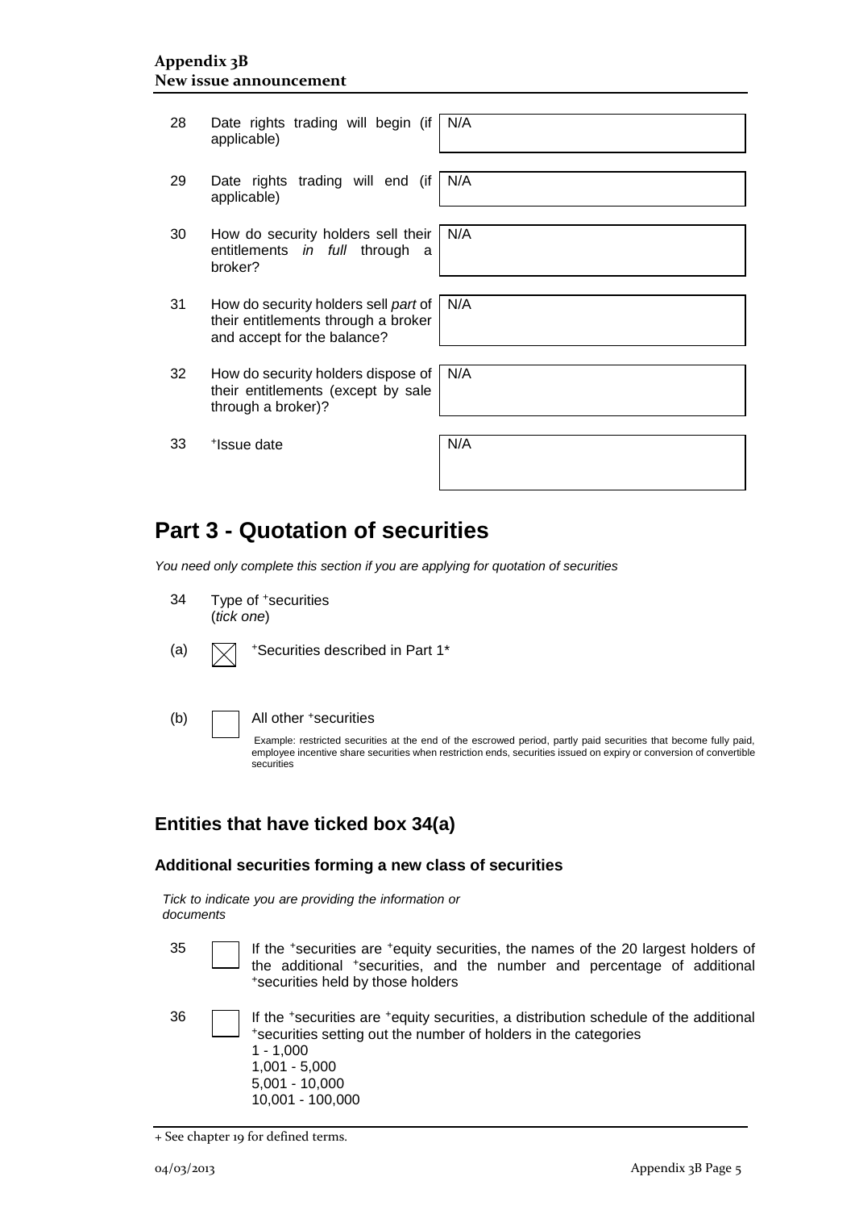| | | |
|---|---|---|
| 28 | Date rights trading will begin (if applicable) | N/A |
| 29 | Date rights trading will end (if applicable) | N/A |
| 30 | How do security holders sell their entitlements *in full* through a broker? | N/A |
| 31 | How do security holders sell *part* of their entitlements through a broker and accept for the balance? | N/A |
| 32 | How do security holders dispose of their entitlements (except by sale through a broker)? | N/A |
| 33 | +Issue date | N/A |

# Part 3 - Quotation of securities

*You need only complete this section if you are applying for quotation of securities*

34 Type of +securities
(*tick one*)

(a) ☒ +Securities described in Part 1*

(b) ☐ All other +securities

Example: restricted securities at the end of the escrowed period, partly paid securities that become fully paid, employee incentive share securities when restriction ends, securities issued on expiry or conversion of convertible securities

## Entities that have ticked box 34(a)

### Additional securities forming a new class of securities

*Tick to indicate you are providing the information or documents*

35 ☐ If the +securities are +equity securities, the names of the 20 largest holders of the additional +securities, and the number and percentage of additional +securities held by those holders

36 ☐ If the +securities are +equity securities, a distribution schedule of the additional +securities setting out the number of holders in the categories
1 - 1,000
1,001 - 5,000
5,001 - 10,000
10,001 - 100,000

+ See chapter 19 for defined terms.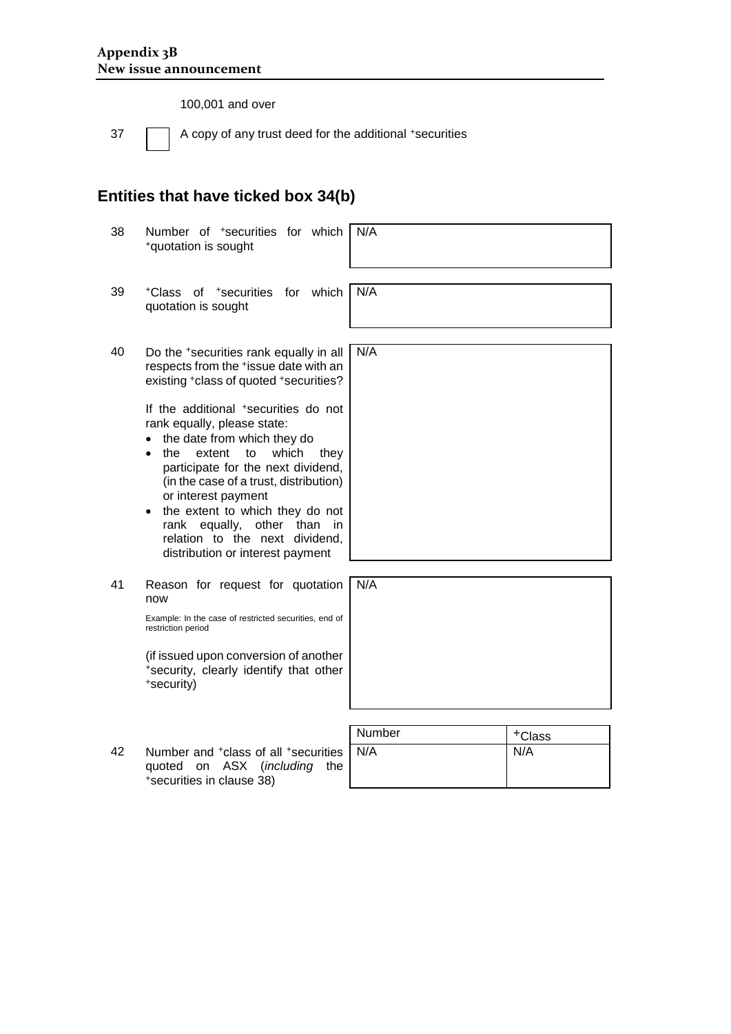100,001 and over

37 ☐ A copy of any trust deed for the additional +securities

## Entities that have ticked box 34(b)

| | | |
|---|---|---|
| 38 | Number of +securities for which +quotation is sought | N/A |
| 39 | +Class of +securities for which quotation is sought | N/A |
| 40 | Do the +securities rank equally in all respects from the +issue date with an existing +class of quoted +securities?<br><br>If the additional +securities do not rank equally, please state:<br>• the date from which they do<br>• the extent to which they participate for the next dividend, (in the case of a trust, distribution) or interest payment<br>• the extent to which they do not rank equally, other than in relation to the next dividend, distribution or interest payment | N/A |
| 41 | Reason for request for quotation now<br><br>Example: In the case of restricted securities, end of restriction period<br><br>(if issued upon conversion of another +security, clearly identify that other +security) | N/A |

42 Number and +class of all +securities quoted on ASX (*including* the +securities in clause 38)

| Number | +Class |
|---|---|
| N/A | N/A |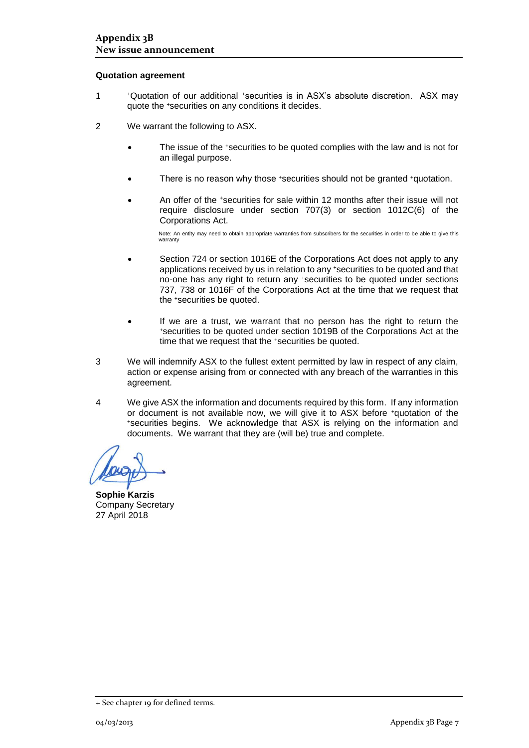## Appendix 3B
## New issue announcement

**Quotation agreement**

1. +Quotation of our additional +securities is in ASX's absolute discretion. ASX may quote the +securities on any conditions it decides.

2. We warrant the following to ASX.

   - The issue of the +securities to be quoted complies with the law and is not for an illegal purpose.

   - There is no reason why those +securities should not be granted +quotation.

   - An offer of the +securities for sale within 12 months after their issue will not require disclosure under section 707(3) or section 1012C(6) of the Corporations Act.

     Note: An entity may need to obtain appropriate warranties from subscribers for the securities in order to be able to give this warranty

   - Section 724 or section 1016E of the Corporations Act does not apply to any applications received by us in relation to any +securities to be quoted and that no-one has any right to return any +securities to be quoted under sections 737, 738 or 1016F of the Corporations Act at the time that we request that the +securities be quoted.

   - If we are a trust, we warrant that no person has the right to return the +securities to be quoted under section 1019B of the Corporations Act at the time that we request that the +securities be quoted.

3. We will indemnify ASX to the fullest extent permitted by law in respect of any claim, action or expense arising from or connected with any breach of the warranties in this agreement.

4. We give ASX the information and documents required by this form. If any information or document is not available now, we will give it to ASX before +quotation of the +securities begins. We acknowledge that ASX is relying on the information and documents. We warrant that they are (will be) true and complete.

**Sophie Karzis**
Company Secretary
27 April 2018

+ See chapter 19 for defined terms.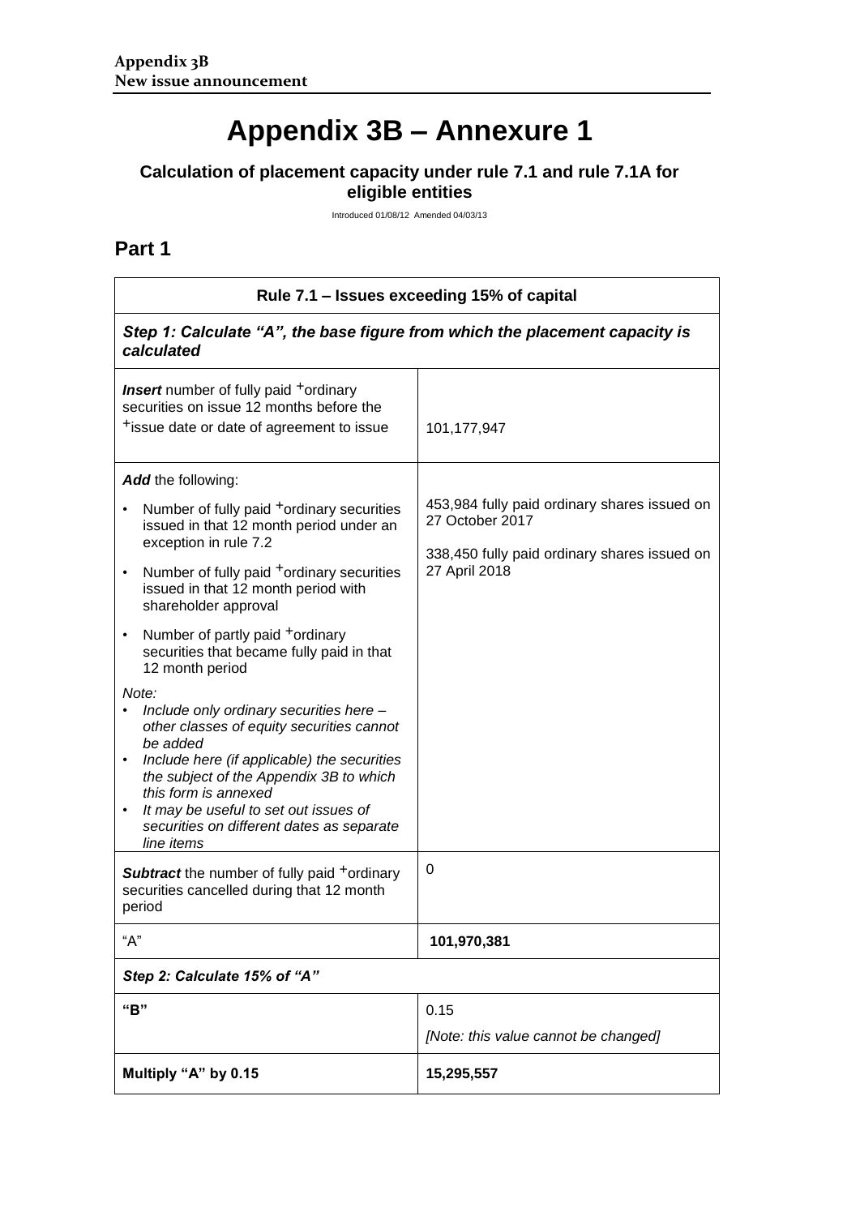# Appendix 3B – Annexure 1

### Calculation of placement capacity under rule 7.1 and rule 7.1A for eligible entities

Introduced 01/08/12 Amended 04/03/13

## Part 1

| Rule 7.1 – Issues exceeding 15% of capital | |
|---|---|
| ***Step 1: Calculate "A", the base figure from which the placement capacity is calculated*** | |
| ***Insert*** number of fully paid +ordinary securities on issue 12 months before the +issue date or date of agreement to issue | 101,177,947 |
| ***Add*** the following:<br>• Number of fully paid +ordinary securities issued in that 12 month period under an exception in rule 7.2<br>• Number of fully paid +ordinary securities issued in that 12 month period with shareholder approval<br>• Number of partly paid +ordinary securities that became fully paid in that 12 month period<br>*Note:*<br>• *Include only ordinary securities here – other classes of equity securities cannot be added*<br>• *Include here (if applicable) the securities the subject of the Appendix 3B to which this form is annexed*<br>• *It may be useful to set out issues of securities on different dates as separate line items* | 453,984 fully paid ordinary shares issued on 27 October 2017<br><br>338,450 fully paid ordinary shares issued on 27 April 2018 |
| ***Subtract*** the number of fully paid +ordinary securities cancelled during that 12 month period | 0 |
| "A" | **101,970,381** |
| ***Step 2: Calculate 15% of "A"*** | |
| **"B"** | 0.15<br>*[Note: this value cannot be changed]* |
| **Multiply "A" by 0.15** | **15,295,557** |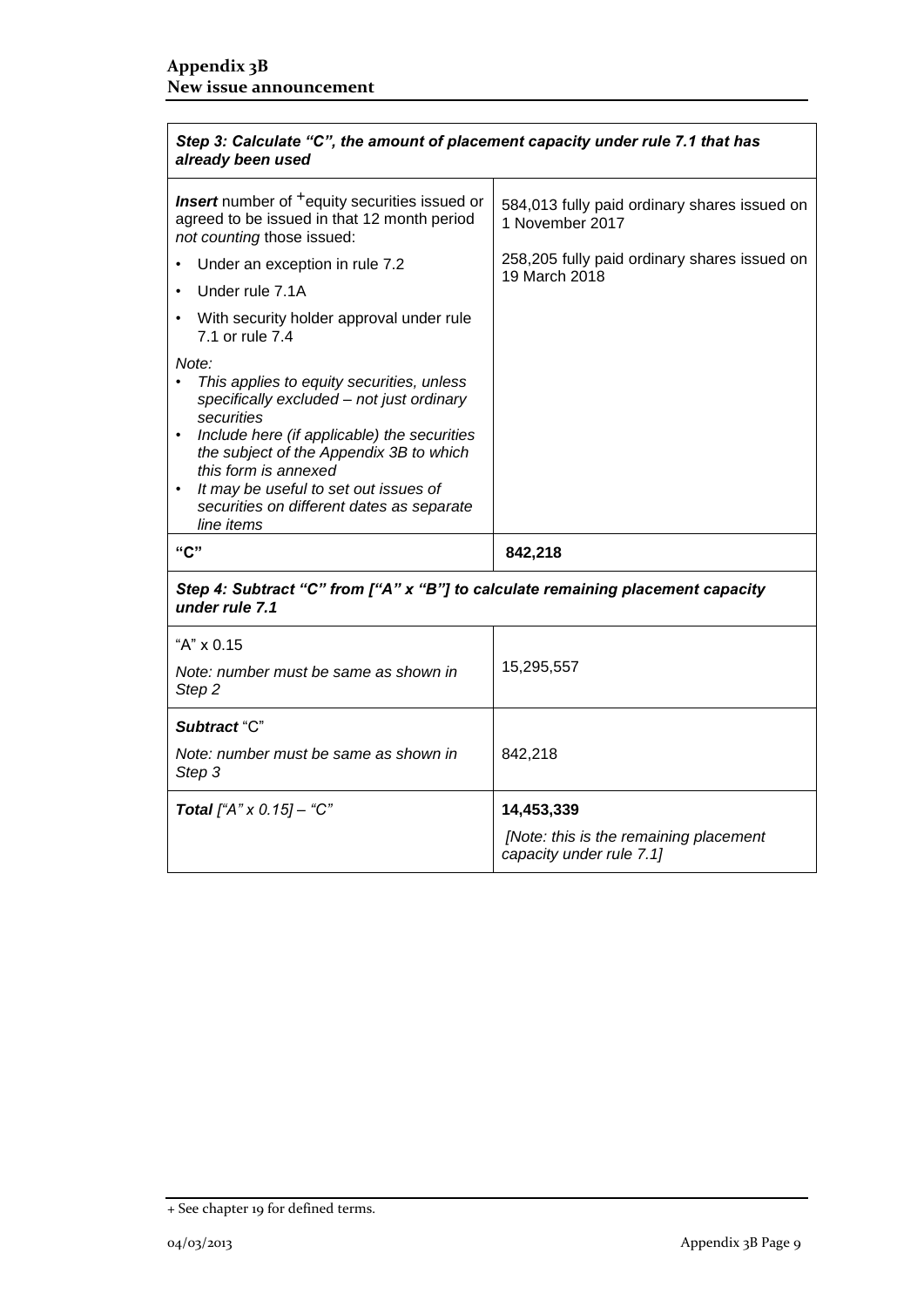| ***Step 3: Calculate "C", the amount of placement capacity under rule 7.1 that has already been used*** | |
|---|---|
| ***Insert*** number of +equity securities issued or agreed to be issued in that 12 month period *not counting* those issued:<br>• Under an exception in rule 7.2<br>• Under rule 7.1A<br>• With security holder approval under rule 7.1 or rule 7.4<br>*Note:*<br>• *This applies to equity securities, unless specifically excluded – not just ordinary securities*<br>• *Include here (if applicable) the securities the subject of the Appendix 3B to which this form is annexed*<br>• *It may be useful to set out issues of securities on different dates as separate line items* | 584,013 fully paid ordinary shares issued on 1 November 2017<br><br>258,205 fully paid ordinary shares issued on 19 March 2018 |
| **"C"** | **842,218** |

| ***Step 4: Subtract "C" from ["A" x "B"] to calculate remaining placement capacity under rule 7.1*** | |
|---|---|
| "A" x 0.15<br>*Note: number must be same as shown in Step 2* | 15,295,557 |
| ***Subtract*** "C"<br>*Note: number must be same as shown in Step 3* | 842,218 |
| ***Total*** *["A" x 0.15] – "C"* | **14,453,339**<br>*[Note: this is the remaining placement capacity under rule 7.1]* |

+ See chapter 19 for defined terms.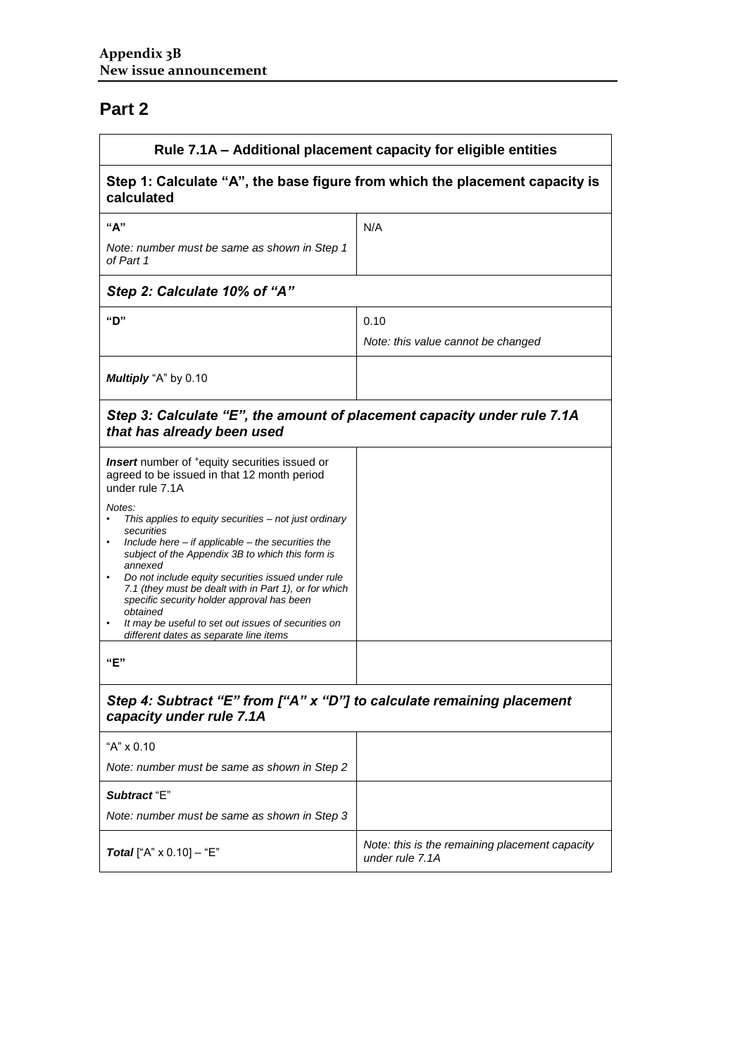## Part 2

| Rule 7.1A – Additional placement capacity for eligible entities | |
|---|---|
| **Step 1: Calculate "A", the base figure from which the placement capacity is calculated** | |
| **"A"**<br>*Note: number must be same as shown in Step 1 of Part 1* | N/A |
| ***Step 2: Calculate 10% of "A"*** | |
| **"D"** | 0.10<br>*Note: this value cannot be changed* |
| ***Multiply*** "A" by 0.10 | |
| ***Step 3: Calculate "E", the amount of placement capacity under rule 7.1A that has already been used*** | |
| ***Insert*** number of +equity securities issued or agreed to be issued in that 12 month period under rule 7.1A<br>*Notes:*<br>• *This applies to equity securities – not just ordinary securities*<br>• *Include here – if applicable – the securities the subject of the Appendix 3B to which this form is annexed*<br>• *Do not include equity securities issued under rule 7.1 (they must be dealt with in Part 1), or for which specific security holder approval has been obtained*<br>• *It may be useful to set out issues of securities on different dates as separate line items* | |
| **"E"** | |
| ***Step 4: Subtract "E" from ["A" x "D"] to calculate remaining placement capacity under rule 7.1A*** | |
| "A" x 0.10<br>*Note: number must be same as shown in Step 2* | |
| ***Subtract*** "E"<br>*Note: number must be same as shown in Step 3* | |
| ***Total*** ["A" x 0.10] – "E" | *Note: this is the remaining placement capacity under rule 7.1A* |